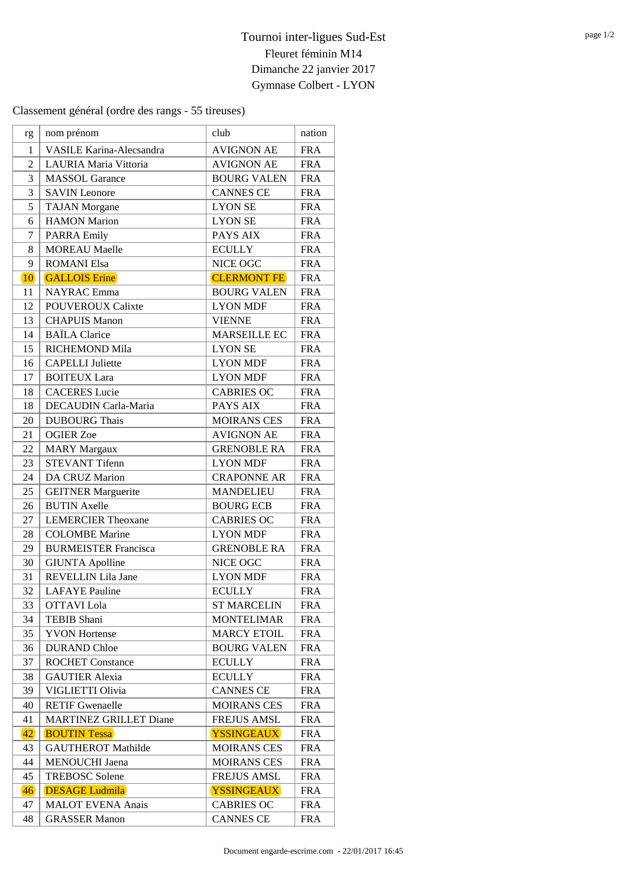# Tournoi inter-ligues Sud-Est

Fleuret féminin M14

Dimanche 22 janvier 2017

Gymnase Colbert - LYON

Classement général (ordre des rangs - 55 tireuses)

| rg | nom prénom | club | nation |
|---|---|---|---|
| 1 | VASILE Karina-Alecsandra | AVIGNON AE | FRA |
| 2 | LAURIA Maria Vittoria | AVIGNON AE | FRA |
| 3 | MASSOL Garance | BOURG VALEN | FRA |
| 3 | SAVIN Leonore | CANNES CE | FRA |
| 5 | TAJAN Morgane | LYON SE | FRA |
| 6 | HAMON Marion | LYON SE | FRA |
| 7 | PARRA Emily | PAYS AIX | FRA |
| 8 | MOREAU Maelle | ECULLY | FRA |
| 9 | ROMANI Elsa | NICE OGC | FRA |
| 10 | GALLOIS Erine | CLERMONT FE | FRA |
| 11 | NAYRAC Emma | BOURG VALEN | FRA |
| 12 | POUVEROUX Calixte | LYON MDF | FRA |
| 13 | CHAPUIS Manon | VIENNE | FRA |
| 14 | BAÏLA Clarice | MARSEILLE EC | FRA |
| 15 | RICHEMOND Mila | LYON SE | FRA |
| 16 | CAPELLI Juliette | LYON MDF | FRA |
| 17 | BOITEUX Lara | LYON MDF | FRA |
| 18 | CACERES Lucie | CABRIES OC | FRA |
| 18 | DECAUDIN Carla-Maria | PAYS AIX | FRA |
| 20 | DUBOURG Thais | MOIRANS CES | FRA |
| 21 | OGIER Zoe | AVIGNON AE | FRA |
| 22 | MARY Margaux | GRENOBLE RA | FRA |
| 23 | STEVANT Tifenn | LYON MDF | FRA |
| 24 | DA CRUZ Marion | CRAPONNE AR | FRA |
| 25 | GEITNER Marguerite | MANDELIEU | FRA |
| 26 | BUTIN Axelle | BOURG ECB | FRA |
| 27 | LEMERCIER Theoxane | CABRIES OC | FRA |
| 28 | COLOMBE Marine | LYON MDF | FRA |
| 29 | BURMEISTER Francisca | GRENOBLE RA | FRA |
| 30 | GIUNTA Apolline | NICE OGC | FRA |
| 31 | REVELLIN Lila Jane | LYON MDF | FRA |
| 32 | LAFAYE Pauline | ECULLY | FRA |
| 33 | OTTAVI Lola | ST MARCELIN | FRA |
| 34 | TEBIB Shani | MONTELIMAR | FRA |
| 35 | YVON Hortense | MARCY ETOIL | FRA |
| 36 | DURAND Chloe | BOURG VALEN | FRA |
| 37 | ROCHET Constance | ECULLY | FRA |
| 38 | GAUTIER Alexia | ECULLY | FRA |
| 39 | VIGLIETTI Olivia | CANNES CE | FRA |
| 40 | RETIF Gwenaelle | MOIRANS CES | FRA |
| 41 | MARTINEZ GRILLET Diane | FREJUS AMSL | FRA |
| 42 | BOUTIN Tessa | YSSINGEAUX | FRA |
| 43 | GAUTHEROT Mathilde | MOIRANS CES | FRA |
| 44 | MENOUCHI Jaena | MOIRANS CES | FRA |
| 45 | TREBOSC Solene | FREJUS AMSL | FRA |
| 46 | DESAGE Ludmila | YSSINGEAUX | FRA |
| 47 | MALOT EVENA Anais | CABRIES OC | FRA |
| 48 | GRASSER Manon | CANNES CE | FRA |

Document engarde-escrime.com - 22/01/2017 16:45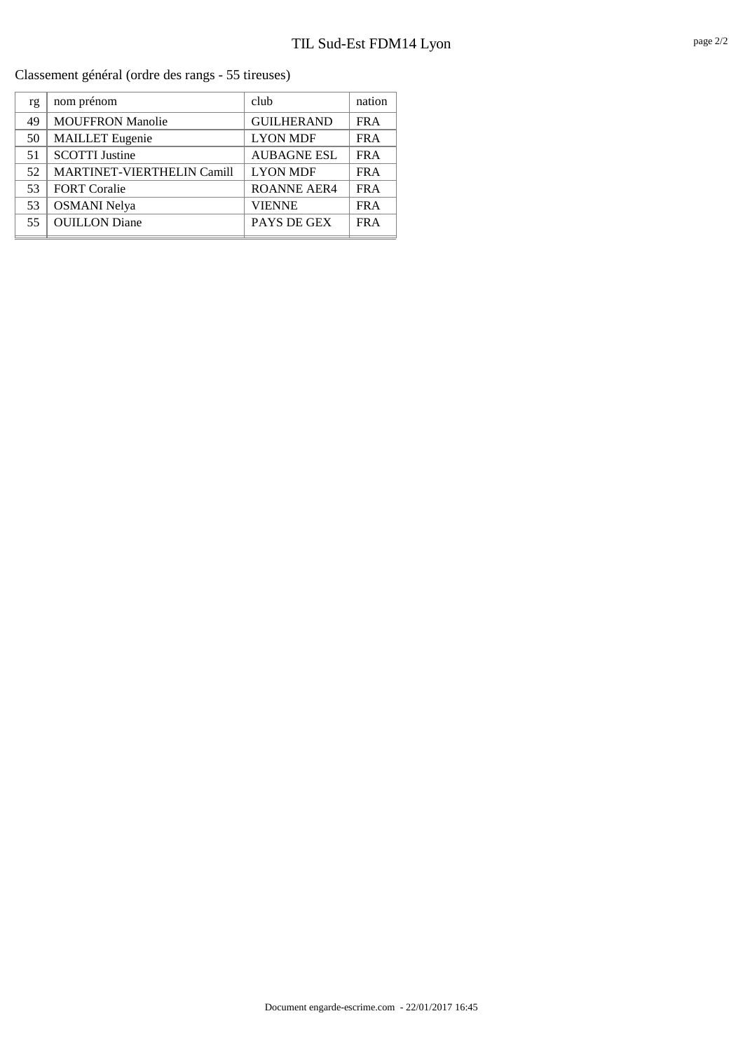Classement général (ordre des rangs - 55 tireuses)

| rg | nom prénom | club | nation |
|---|---|---|---|
| 49 | MOUFFRON Manolie | GUILHERAND | FRA |
| 50 | MAILLET Eugenie | LYON MDF | FRA |
| 51 | SCOTTI Justine | AUBAGNE ESL | FRA |
| 52 | MARTINET-VIERTHELIN Camill | LYON MDF | FRA |
| 53 | FORT Coralie | ROANNE AER4 | FRA |
| 53 | OSMANI Nelya | VIENNE | FRA |
| 55 | OUILLON Diane | PAYS DE GEX | FRA |

Document engarde-escrime.com - 22/01/2017 16:45